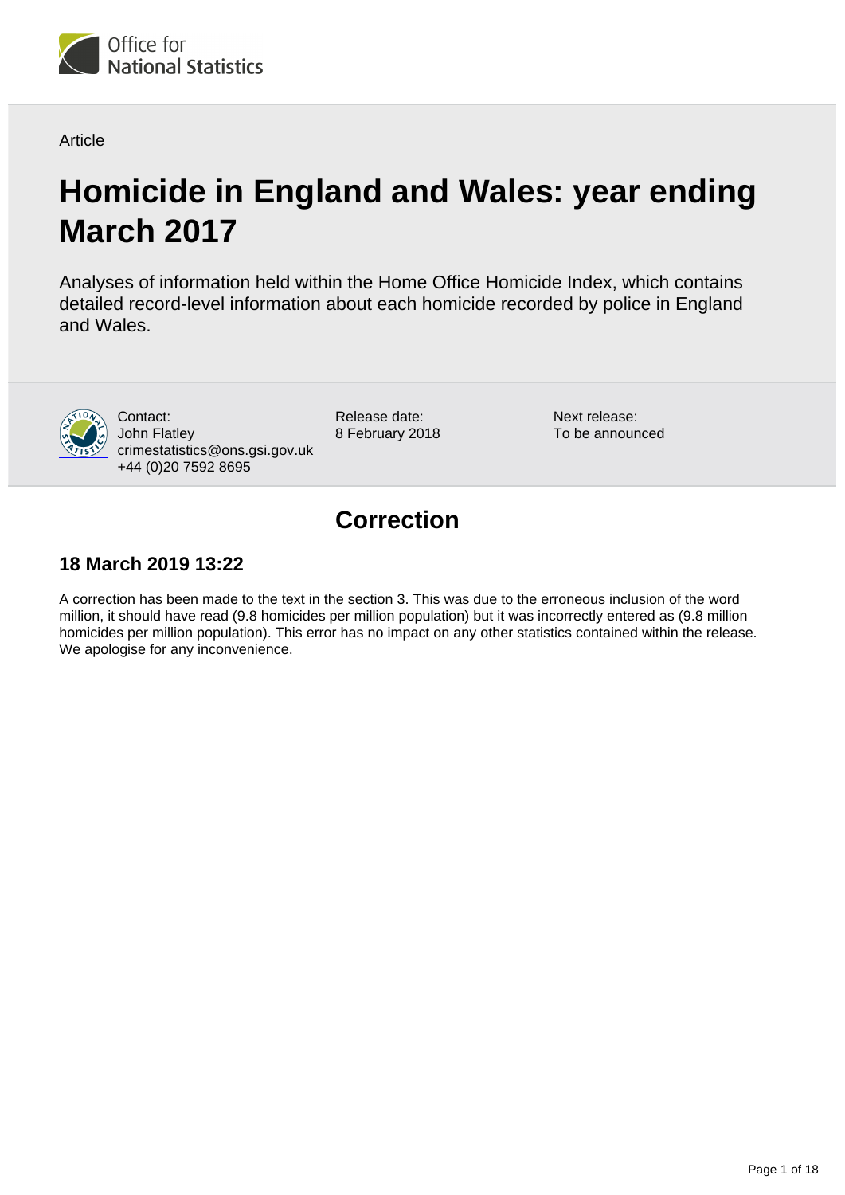Article

# Homicide in England and Wales: year ending March 2017

Analyses of information held within the Home Office Homicide Index, which contains detailed record-level information about each homicide recorded by police in England and Wales.

Contact:
John Flatley
crimestatistics@ons.gsi.gov.uk
+44 (0)20 7592 8695

Release date:
8 February 2018

Next release:
To be announced

## Correction

### 18 March 2019 13:22

A correction has been made to the text in the section 3. This was due to the erroneous inclusion of the word million, it should have read (9.8 homicides per million population) but it was incorrectly entered as (9.8 million homicides per million population). This error has no impact on any other statistics contained within the release. We apologise for any inconvenience.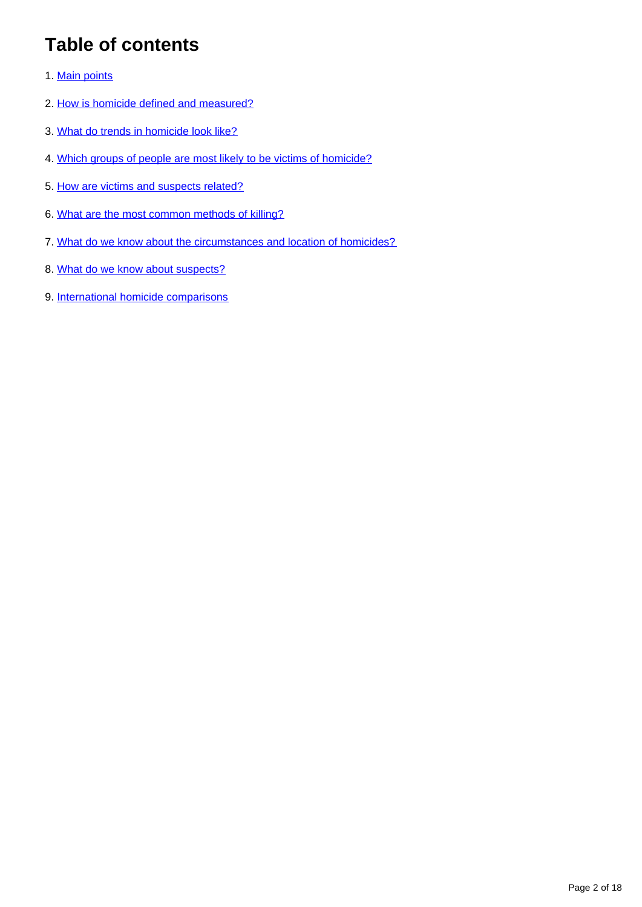## Table of contents

1. Main points
2. How is homicide defined and measured?
3. What do trends in homicide look like?
4. Which groups of people are most likely to be victims of homicide?
5. How are victims and suspects related?
6. What are the most common methods of killing?
7. What do we know about the circumstances and location of homicides?
8. What do we know about suspects?
9. International homicide comparisons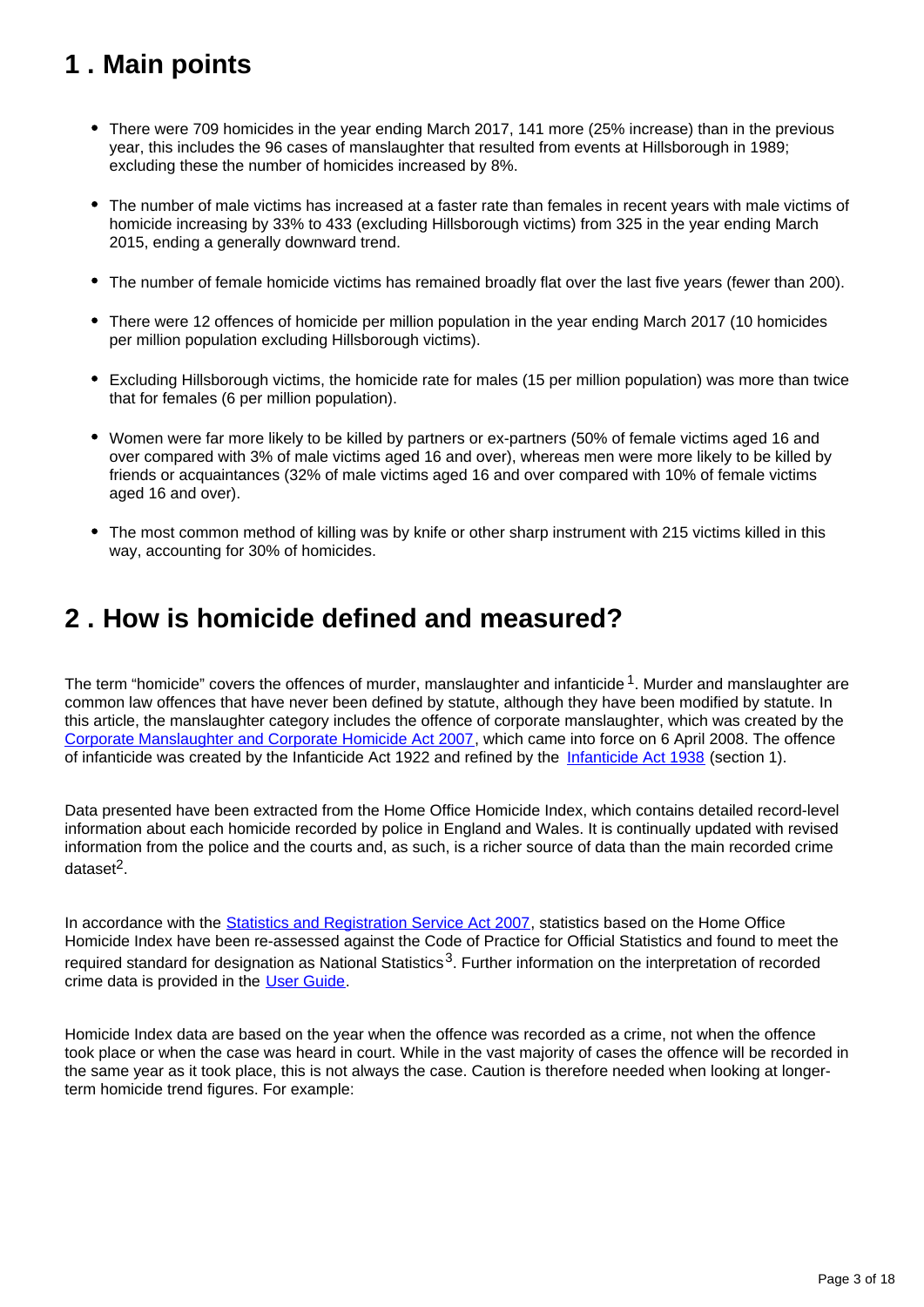## 1 . Main points

- There were 709 homicides in the year ending March 2017, 141 more (25% increase) than in the previous year, this includes the 96 cases of manslaughter that resulted from events at Hillsborough in 1989; excluding these the number of homicides increased by 8%.
- The number of male victims has increased at a faster rate than females in recent years with male victims of homicide increasing by 33% to 433 (excluding Hillsborough victims) from 325 in the year ending March 2015, ending a generally downward trend.
- The number of female homicide victims has remained broadly flat over the last five years (fewer than 200).
- There were 12 offences of homicide per million population in the year ending March 2017 (10 homicides per million population excluding Hillsborough victims).
- Excluding Hillsborough victims, the homicide rate for males (15 per million population) was more than twice that for females (6 per million population).
- Women were far more likely to be killed by partners or ex-partners (50% of female victims aged 16 and over compared with 3% of male victims aged 16 and over), whereas men were more likely to be killed by friends or acquaintances (32% of male victims aged 16 and over compared with 10% of female victims aged 16 and over).
- The most common method of killing was by knife or other sharp instrument with 215 victims killed in this way, accounting for 30% of homicides.

## 2 . How is homicide defined and measured?

The term "homicide" covers the offences of murder, manslaughter and infanticide [1]. Murder and manslaughter are common law offences that have never been defined by statute, although they have been modified by statute. In this article, the manslaughter category includes the offence of corporate manslaughter, which was created by the Corporate Manslaughter and Corporate Homicide Act 2007, which came into force on 6 April 2008. The offence of infanticide was created by the Infanticide Act 1922 and refined by the Infanticide Act 1938 (section 1).

Data presented have been extracted from the Home Office Homicide Index, which contains detailed record-level information about each homicide recorded by police in England and Wales. It is continually updated with revised information from the police and the courts and, as such, is a richer source of data than the main recorded crime dataset[2].

In accordance with the Statistics and Registration Service Act 2007, statistics based on the Home Office Homicide Index have been re-assessed against the Code of Practice for Official Statistics and found to meet the required standard for designation as National Statistics[3]. Further information on the interpretation of recorded crime data is provided in the User Guide.

Homicide Index data are based on the year when the offence was recorded as a crime, not when the offence took place or when the case was heard in court. While in the vast majority of cases the offence will be recorded in the same year as it took place, this is not always the case. Caution is therefore needed when looking at longer-term homicide trend figures. For example: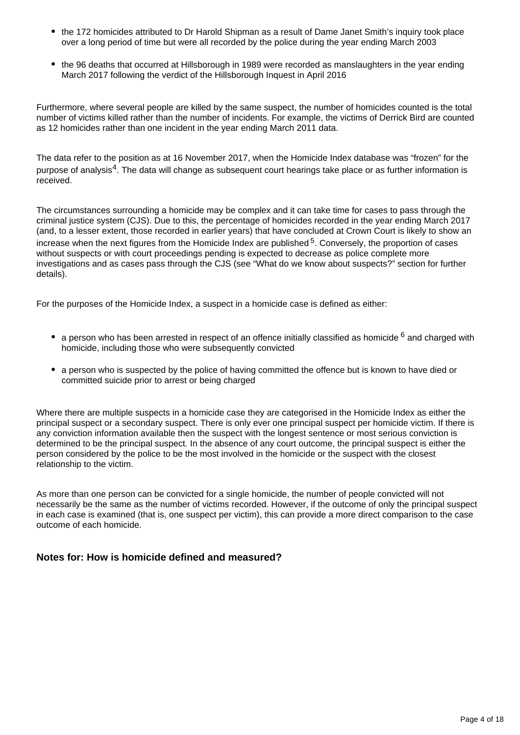- the 172 homicides attributed to Dr Harold Shipman as a result of Dame Janet Smith's inquiry took place over a long period of time but were all recorded by the police during the year ending March 2003
- the 96 deaths that occurred at Hillsborough in 1989 were recorded as manslaughters in the year ending March 2017 following the verdict of the Hillsborough Inquest in April 2016

Furthermore, where several people are killed by the same suspect, the number of homicides counted is the total number of victims killed rather than the number of incidents. For example, the victims of Derrick Bird are counted as 12 homicides rather than one incident in the year ending March 2011 data.

The data refer to the position as at 16 November 2017, when the Homicide Index database was "frozen" for the purpose of analysis[4]. The data will change as subsequent court hearings take place or as further information is received.

The circumstances surrounding a homicide may be complex and it can take time for cases to pass through the criminal justice system (CJS). Due to this, the percentage of homicides recorded in the year ending March 2017 (and, to a lesser extent, those recorded in earlier years) that have concluded at Crown Court is likely to show an increase when the next figures from the Homicide Index are published[5]. Conversely, the proportion of cases without suspects or with court proceedings pending is expected to decrease as police complete more investigations and as cases pass through the CJS (see "What do we know about suspects?" section for further details).

For the purposes of the Homicide Index, a suspect in a homicide case is defined as either:

- a person who has been arrested in respect of an offence initially classified as homicide[6] and charged with homicide, including those who were subsequently convicted
- a person who is suspected by the police of having committed the offence but is known to have died or committed suicide prior to arrest or being charged

Where there are multiple suspects in a homicide case they are categorised in the Homicide Index as either the principal suspect or a secondary suspect. There is only ever one principal suspect per homicide victim. If there is any conviction information available then the suspect with the longest sentence or most serious conviction is determined to be the principal suspect. In the absence of any court outcome, the principal suspect is either the person considered by the police to be the most involved in the homicide or the suspect with the closest relationship to the victim.

As more than one person can be convicted for a single homicide, the number of people convicted will not necessarily be the same as the number of victims recorded. However, if the outcome of only the principal suspect in each case is examined (that is, one suspect per victim), this can provide a more direct comparison to the case outcome of each homicide.

### Notes for: How is homicide defined and measured?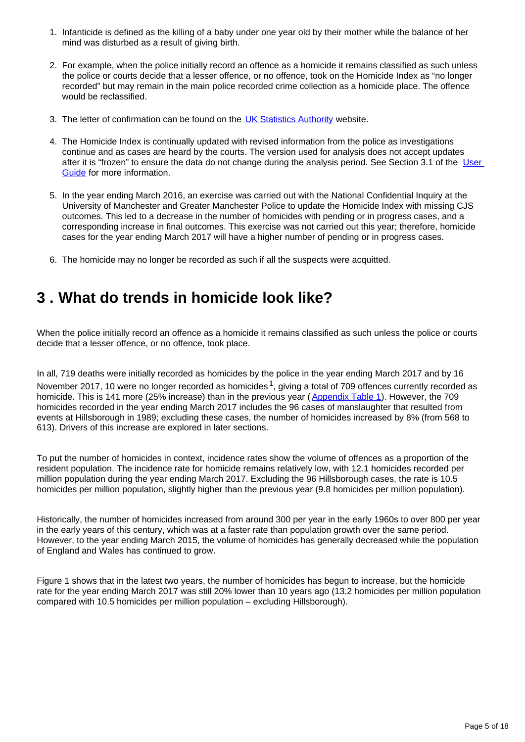1. Infanticide is defined as the killing of a baby under one year old by their mother while the balance of her mind was disturbed as a result of giving birth.

2. For example, when the police initially record an offence as a homicide it remains classified as such unless the police or courts decide that a lesser offence, or no offence, took on the Homicide Index as "no longer recorded" but may remain in the main police recorded crime collection as a homicide place. The offence would be reclassified.

3. The letter of confirmation can be found on the [UK Statistics Authority](#) website.

4. The Homicide Index is continually updated with revised information from the police as investigations continue and as cases are heard by the courts. The version used for analysis does not accept updates after it is "frozen" to ensure the data do not change during the analysis period. See Section 3.1 of the [User Guide](#) for more information.

5. In the year ending March 2016, an exercise was carried out with the National Confidential Inquiry at the University of Manchester and Greater Manchester Police to update the Homicide Index with missing CJS outcomes. This led to a decrease in the number of homicides with pending or in progress cases, and a corresponding increase in final outcomes. This exercise was not carried out this year; therefore, homicide cases for the year ending March 2017 will have a higher number of pending or in progress cases.

6. The homicide may no longer be recorded as such if all the suspects were acquitted.

## 3 . What do trends in homicide look like?

When the police initially record an offence as a homicide it remains classified as such unless the police or courts decide that a lesser offence, or no offence, took place.

In all, 719 deaths were initially recorded as homicides by the police in the year ending March 2017 and by 16 November 2017, 10 were no longer recorded as homicides[1], giving a total of 709 offences currently recorded as homicide. This is 141 more (25% increase) than in the previous year ([Appendix Table 1](#)). However, the 709 homicides recorded in the year ending March 2017 includes the 96 cases of manslaughter that resulted from events at Hillsborough in 1989; excluding these cases, the number of homicides increased by 8% (from 568 to 613). Drivers of this increase are explored in later sections.

To put the number of homicides in context, incidence rates show the volume of offences as a proportion of the resident population. The incidence rate for homicide remains relatively low, with 12.1 homicides recorded per million population during the year ending March 2017. Excluding the 96 Hillsborough cases, the rate is 10.5 homicides per million population, slightly higher than the previous year (9.8 homicides per million population).

Historically, the number of homicides increased from around 300 per year in the early 1960s to over 800 per year in the early years of this century, which was at a faster rate than population growth over the same period. However, to the year ending March 2015, the volume of homicides has generally decreased while the population of England and Wales has continued to grow.

Figure 1 shows that in the latest two years, the number of homicides has begun to increase, but the homicide rate for the year ending March 2017 was still 20% lower than 10 years ago (13.2 homicides per million population compared with 10.5 homicides per million population – excluding Hillsborough).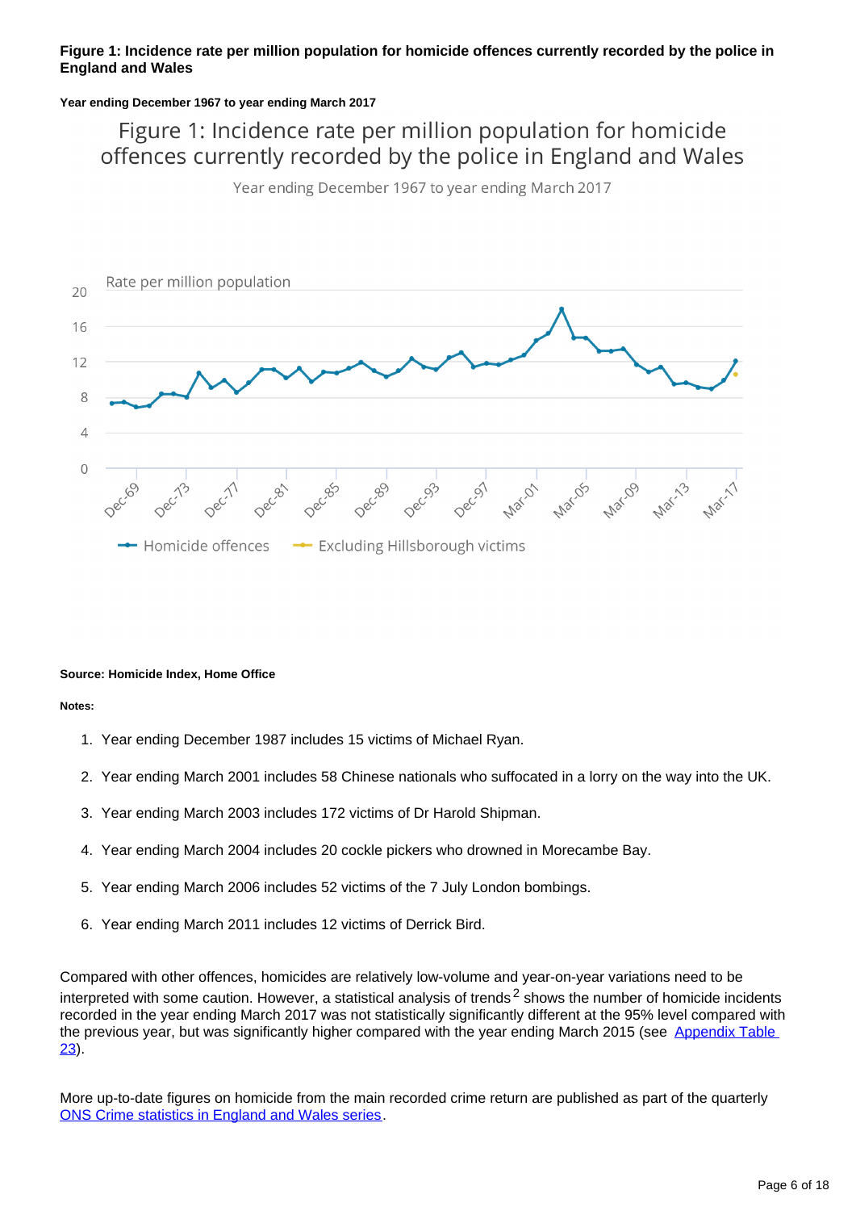**Figure 1: Incidence rate per million population for homicide offences currently recorded by the police in England and Wales**

**Year ending December 1967 to year ending March 2017**

Figure 1: Incidence rate per million population for homicide offences currently recorded by the police in England and Wales

Year ending December 1967 to year ending March 2017

Rate per million population

Homicide offences — Excluding Hillsborough victims

**Source: Homicide Index, Home Office**

**Notes:**

1. Year ending December 1987 includes 15 victims of Michael Ryan.
2. Year ending March 2001 includes 58 Chinese nationals who suffocated in a lorry on the way into the UK.
3. Year ending March 2003 includes 172 victims of Dr Harold Shipman.
4. Year ending March 2004 includes 20 cockle pickers who drowned in Morecambe Bay.
5. Year ending March 2006 includes 52 victims of the 7 July London bombings.
6. Year ending March 2011 includes 12 victims of Derrick Bird.

Compared with other offences, homicides are relatively low-volume and year-on-year variations need to be interpreted with some caution. However, a statistical analysis of trends[2] shows the number of homicide incidents recorded in the year ending March 2017 was not statistically significantly different at the 95% level compared with the previous year, but was significantly higher compared with the year ending March 2015 (see [Appendix Table 23](#)).

More up-to-date figures on homicide from the main recorded crime return are published as part of the quarterly [ONS Crime statistics in England and Wales series](#).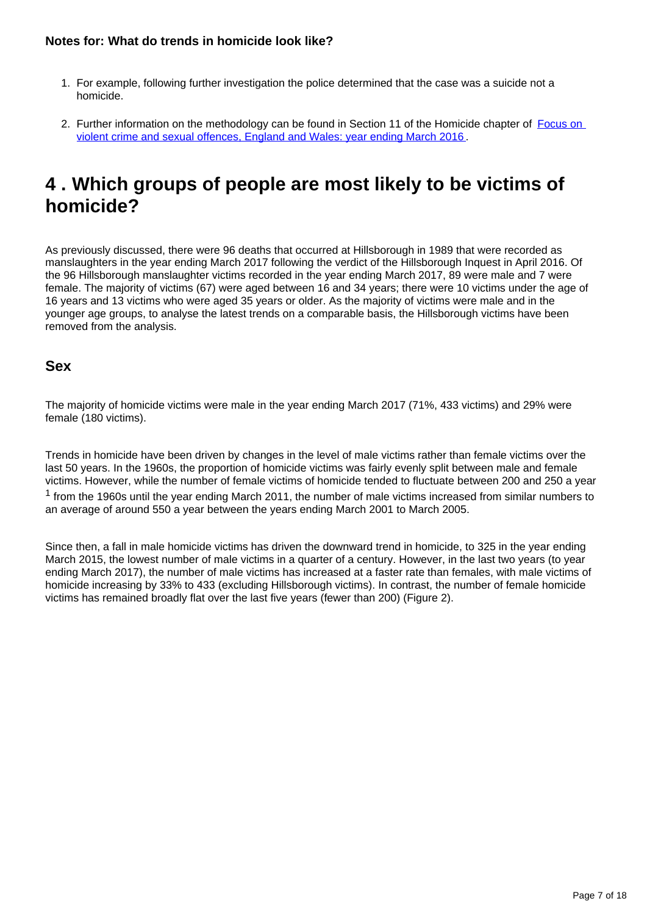**Notes for: What do trends in homicide look like?**

1. For example, following further investigation the police determined that the case was a suicide not a homicide.
2. Further information on the methodology can be found in Section 11 of the Homicide chapter of [Focus on violent crime and sexual offences, England and Wales: year ending March 2016](#).

# 4 . Which groups of people are most likely to be victims of homicide?

As previously discussed, there were 96 deaths that occurred at Hillsborough in 1989 that were recorded as manslaughters in the year ending March 2017 following the verdict of the Hillsborough Inquest in April 2016. Of the 96 Hillsborough manslaughter victims recorded in the year ending March 2017, 89 were male and 7 were female. The majority of victims (67) were aged between 16 and 34 years; there were 10 victims under the age of 16 years and 13 victims who were aged 35 years or older. As the majority of victims were male and in the younger age groups, to analyse the latest trends on a comparable basis, the Hillsborough victims have been removed from the analysis.

## Sex

The majority of homicide victims were male in the year ending March 2017 (71%, 433 victims) and 29% were female (180 victims).

Trends in homicide have been driven by changes in the level of male victims rather than female victims over the last 50 years. In the 1960s, the proportion of homicide victims was fairly evenly split between male and female victims. However, while the number of female victims of homicide tended to fluctuate between 200 and 250 a year [1] from the 1960s until the year ending March 2011, the number of male victims increased from similar numbers to an average of around 550 a year between the years ending March 2001 to March 2005.

Since then, a fall in male homicide victims has driven the downward trend in homicide, to 325 in the year ending March 2015, the lowest number of male victims in a quarter of a century. However, in the last two years (to year ending March 2017), the number of male victims has increased at a faster rate than females, with male victims of homicide increasing by 33% to 433 (excluding Hillsborough victims). In contrast, the number of female homicide victims has remained broadly flat over the last five years (fewer than 200) (Figure 2).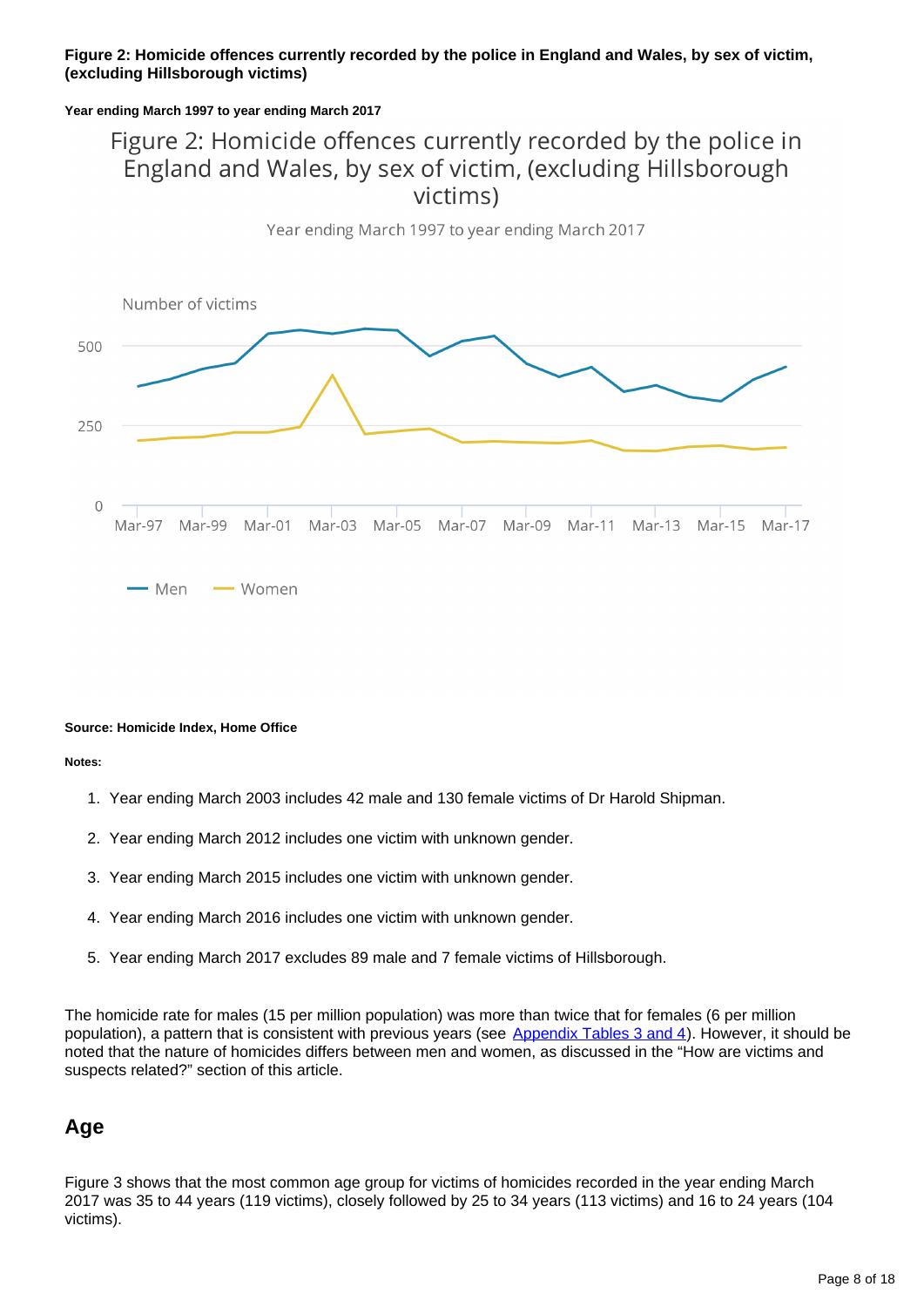**Figure 2: Homicide offences currently recorded by the police in England and Wales, by sex of victim, (excluding Hillsborough victims)**

**Year ending March 1997 to year ending March 2017**

Figure 2: Homicide offences currently recorded by the police in England and Wales, by sex of victim, (excluding Hillsborough victims)

Year ending March 1997 to year ending March 2017

Number of victims

500

250

0

Mar-97 Mar-99 Mar-01 Mar-03 Mar-05 Mar-07 Mar-09 Mar-11 Mar-13 Mar-15 Mar-17

Men Women

**Source: Homicide Index, Home Office**

**Notes:**

1. Year ending March 2003 includes 42 male and 130 female victims of Dr Harold Shipman.
2. Year ending March 2012 includes one victim with unknown gender.
3. Year ending March 2015 includes one victim with unknown gender.
4. Year ending March 2016 includes one victim with unknown gender.
5. Year ending March 2017 excludes 89 male and 7 female victims of Hillsborough.

The homicide rate for males (15 per million population) was more than twice that for females (6 per million population), a pattern that is consistent with previous years (see Appendix Tables 3 and 4). However, it should be noted that the nature of homicides differs between men and women, as discussed in the "How are victims and suspects related?" section of this article.

## Age

Figure 3 shows that the most common age group for victims of homicides recorded in the year ending March 2017 was 35 to 44 years (119 victims), closely followed by 25 to 34 years (113 victims) and 16 to 24 years (104 victims).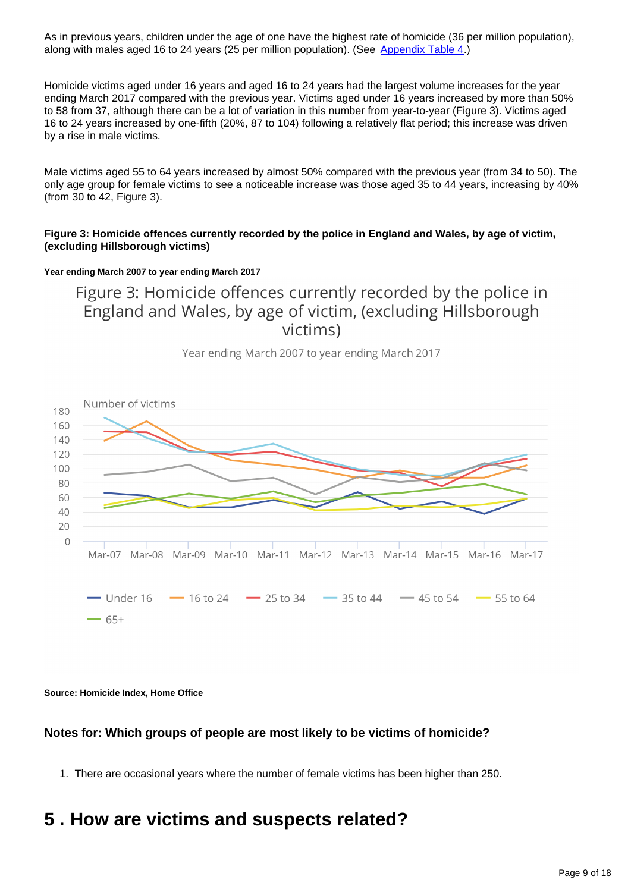As in previous years, children under the age of one have the highest rate of homicide (36 per million population), along with males aged 16 to 24 years (25 per million population). (See Appendix Table 4.)

Homicide victims aged under 16 years and aged 16 to 24 years had the largest volume increases for the year ending March 2017 compared with the previous year. Victims aged under 16 years increased by more than 50% to 58 from 37, although there can be a lot of variation in this number from year-to-year (Figure 3). Victims aged 16 to 24 years increased by one-fifth (20%, 87 to 104) following a relatively flat period; this increase was driven by a rise in male victims.

Male victims aged 55 to 64 years increased by almost 50% compared with the previous year (from 34 to 50). The only age group for female victims to see a noticeable increase was those aged 35 to 44 years, increasing by 40% (from 30 to 42, Figure 3).

**Figure 3: Homicide offences currently recorded by the police in England and Wales, by age of victim, (excluding Hillsborough victims)**

**Year ending March 2007 to year ending March 2017**

Figure 3: Homicide offences currently recorded by the police in England and Wales, by age of victim, (excluding Hillsborough victims)

Year ending March 2007 to year ending March 2017

Number of victims

180
160
140
120
100
80
60
40
20
0

Mar-07 Mar-08 Mar-09 Mar-10 Mar-11 Mar-12 Mar-13 Mar-14 Mar-15 Mar-16 Mar-17

Under 16 | 16 to 24 | 25 to 34 | 35 to 44 | 45 to 54 | 55 to 64 | 65+

**Source: Homicide Index, Home Office**

### Notes for: Which groups of people are most likely to be victims of homicide?

1. There are occasional years where the number of female victims has been higher than 250.

## 5 . How are victims and suspects related?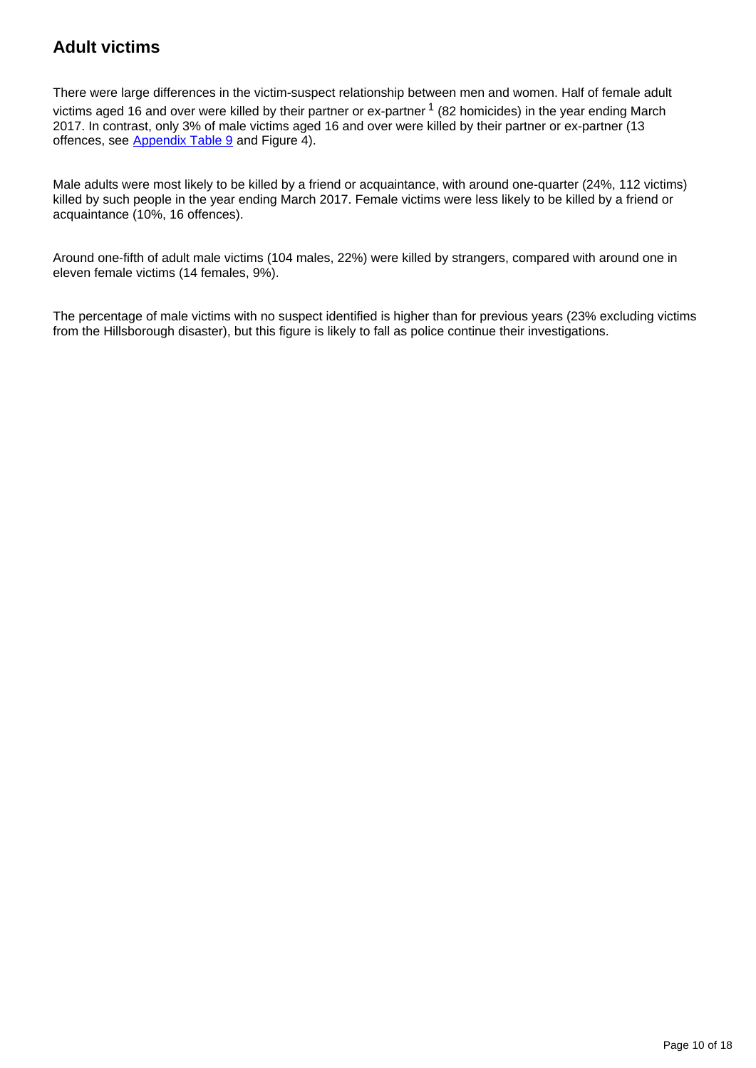## Adult victims

There were large differences in the victim-suspect relationship between men and women. Half of female adult victims aged 16 and over were killed by their partner or ex-partner [1] (82 homicides) in the year ending March 2017. In contrast, only 3% of male victims aged 16 and over were killed by their partner or ex-partner (13 offences, see Appendix Table 9 and Figure 4).

Male adults were most likely to be killed by a friend or acquaintance, with around one-quarter (24%, 112 victims) killed by such people in the year ending March 2017. Female victims were less likely to be killed by a friend or acquaintance (10%, 16 offences).

Around one-fifth of adult male victims (104 males, 22%) were killed by strangers, compared with around one in eleven female victims (14 females, 9%).

The percentage of male victims with no suspect identified is higher than for previous years (23% excluding victims from the Hillsborough disaster), but this figure is likely to fall as police continue their investigations.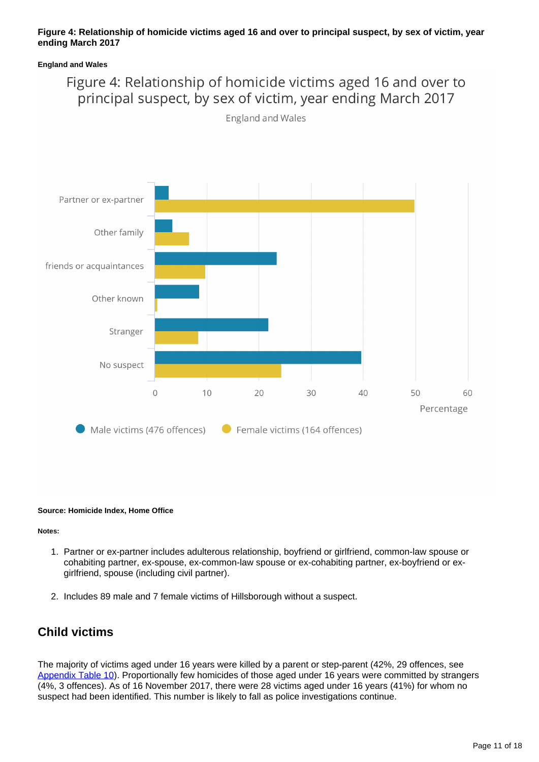**Figure 4: Relationship of homicide victims aged 16 and over to principal suspect, by sex of victim, year ending March 2017**

**England and Wales**

**Source: Homicide Index, Home Office**

**Notes:**

1. Partner or ex-partner includes adulterous relationship, boyfriend or girlfriend, common-law spouse or cohabiting partner, ex-spouse, ex-common-law spouse or ex-cohabiting partner, ex-boyfriend or ex-girlfriend, spouse (including civil partner).

2. Includes 89 male and 7 female victims of Hillsborough without a suspect.

## Child victims

The majority of victims aged under 16 years were killed by a parent or step-parent (42%, 29 offences, see Appendix Table 10). Proportionally few homicides of those aged under 16 years were committed by strangers (4%, 3 offences). As of 16 November 2017, there were 28 victims aged under 16 years (41%) for whom no suspect had been identified. This number is likely to fall as police investigations continue.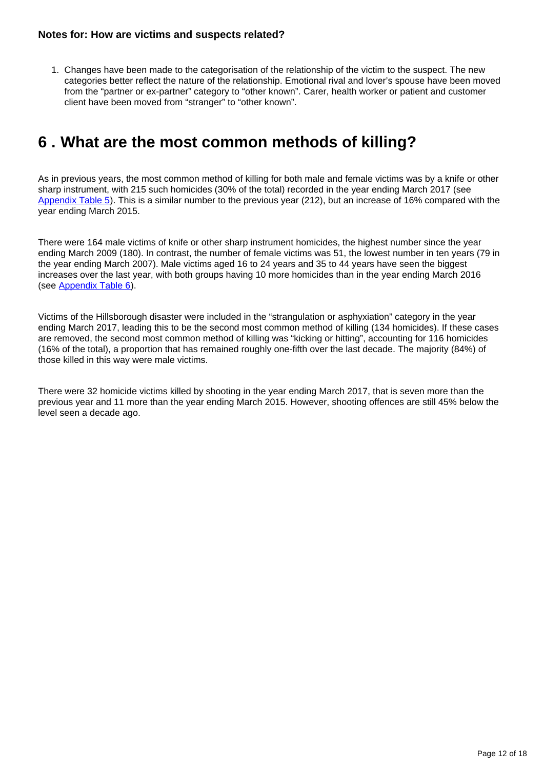### Notes for: How are victims and suspects related?

1. Changes have been made to the categorisation of the relationship of the victim to the suspect. The new categories better reflect the nature of the relationship. Emotional rival and lover's spouse have been moved from the "partner or ex-partner" category to "other known". Carer, health worker or patient and customer client have been moved from "stranger" to "other known".

## 6 . What are the most common methods of killing?

As in previous years, the most common method of killing for both male and female victims was by a knife or other sharp instrument, with 215 such homicides (30% of the total) recorded in the year ending March 2017 (see Appendix Table 5). This is a similar number to the previous year (212), but an increase of 16% compared with the year ending March 2015.

There were 164 male victims of knife or other sharp instrument homicides, the highest number since the year ending March 2009 (180). In contrast, the number of female victims was 51, the lowest number in ten years (79 in the year ending March 2007). Male victims aged 16 to 24 years and 35 to 44 years have seen the biggest increases over the last year, with both groups having 10 more homicides than in the year ending March 2016 (see Appendix Table 6).

Victims of the Hillsborough disaster were included in the "strangulation or asphyxiation" category in the year ending March 2017, leading this to be the second most common method of killing (134 homicides). If these cases are removed, the second most common method of killing was "kicking or hitting", accounting for 116 homicides (16% of the total), a proportion that has remained roughly one-fifth over the last decade. The majority (84%) of those killed in this way were male victims.

There were 32 homicide victims killed by shooting in the year ending March 2017, that is seven more than the previous year and 11 more than the year ending March 2015. However, shooting offences are still 45% below the level seen a decade ago.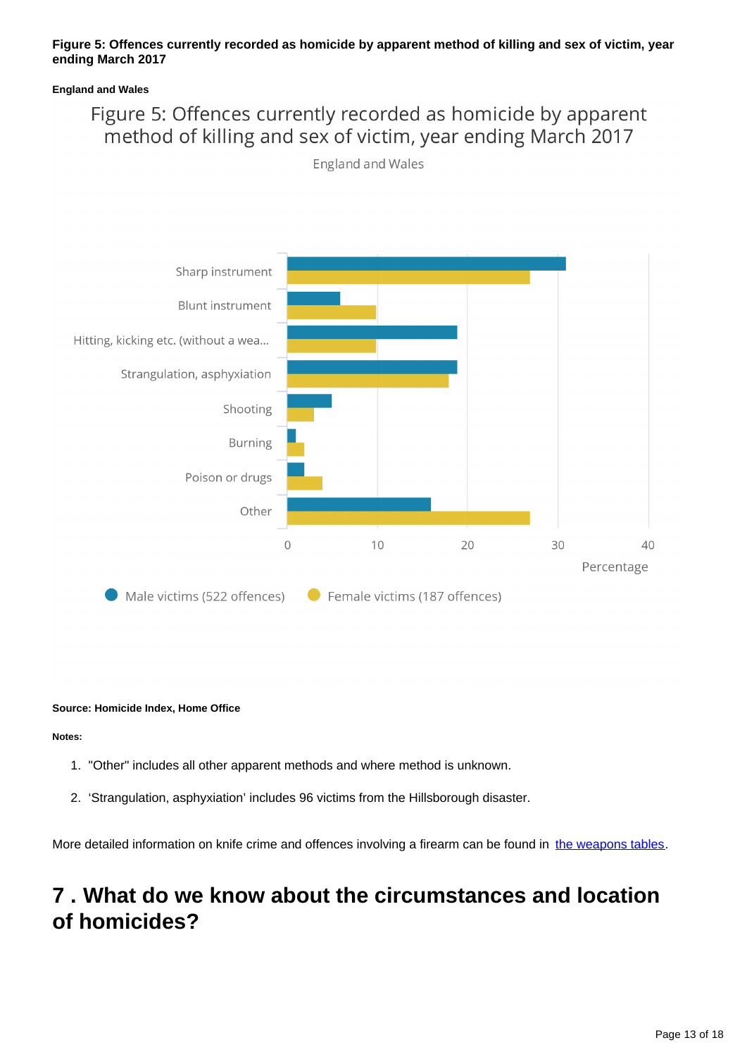**Figure 5: Offences currently recorded as homicide by apparent method of killing and sex of victim, year ending March 2017**

**England and Wales**

Figure 5: Offences currently recorded as homicide by apparent method of killing and sex of victim, year ending March 2017

England and Wales

| Method | Male victims (522 offences) | Female victims (187 offences) |
|---|---|---|
| Sharp instrument | 31 | 27 |
| Blunt instrument | 6 | 10 |
| Hitting, kicking etc. (without a wea... | 19 | 10 |
| Strangulation, asphyxiation | 19 | 18 |
| Shooting | 5 | 3 |
| Burning | 1 | 2 |
| Poison or drugs | 2 | 4 |
| Other | 16 | 27 |

Percentage

**Source: Homicide Index, Home Office**

**Notes:**

1. "Other" includes all other apparent methods and where method is unknown.
2. 'Strangulation, asphyxiation' includes 96 victims from the Hillsborough disaster.

More detailed information on knife crime and offences involving a firearm can be found in [the weapons tables](#).

# 7 . What do we know about the circumstances and location of homicides?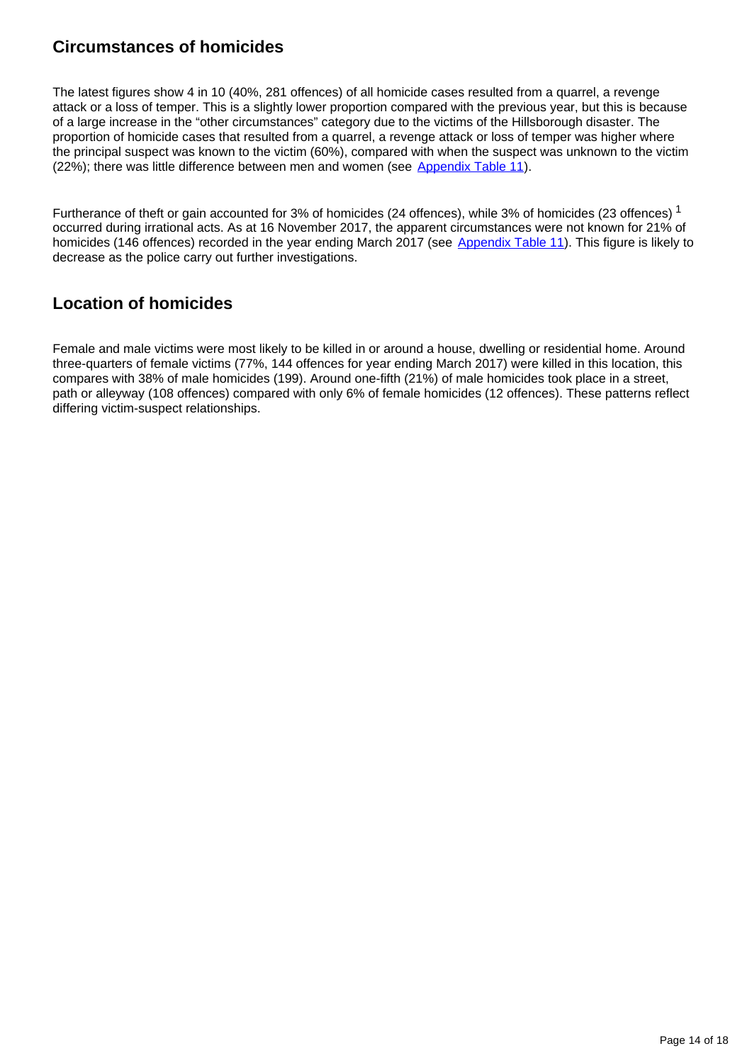## Circumstances of homicides

The latest figures show 4 in 10 (40%, 281 offences) of all homicide cases resulted from a quarrel, a revenge attack or a loss of temper. This is a slightly lower proportion compared with the previous year, but this is because of a large increase in the "other circumstances" category due to the victims of the Hillsborough disaster. The proportion of homicide cases that resulted from a quarrel, a revenge attack or loss of temper was higher where the principal suspect was known to the victim (60%), compared with when the suspect was unknown to the victim (22%); there was little difference between men and women (see Appendix Table 11).

Furtherance of theft or gain accounted for 3% of homicides (24 offences), while 3% of homicides (23 offences) [1] occurred during irrational acts. As at 16 November 2017, the apparent circumstances were not known for 21% of homicides (146 offences) recorded in the year ending March 2017 (see Appendix Table 11). This figure is likely to decrease as the police carry out further investigations.

## Location of homicides

Female and male victims were most likely to be killed in or around a house, dwelling or residential home. Around three-quarters of female victims (77%, 144 offences for year ending March 2017) were killed in this location, this compares with 38% of male homicides (199). Around one-fifth (21%) of male homicides took place in a street, path or alleyway (108 offences) compared with only 6% of female homicides (12 offences). These patterns reflect differing victim-suspect relationships.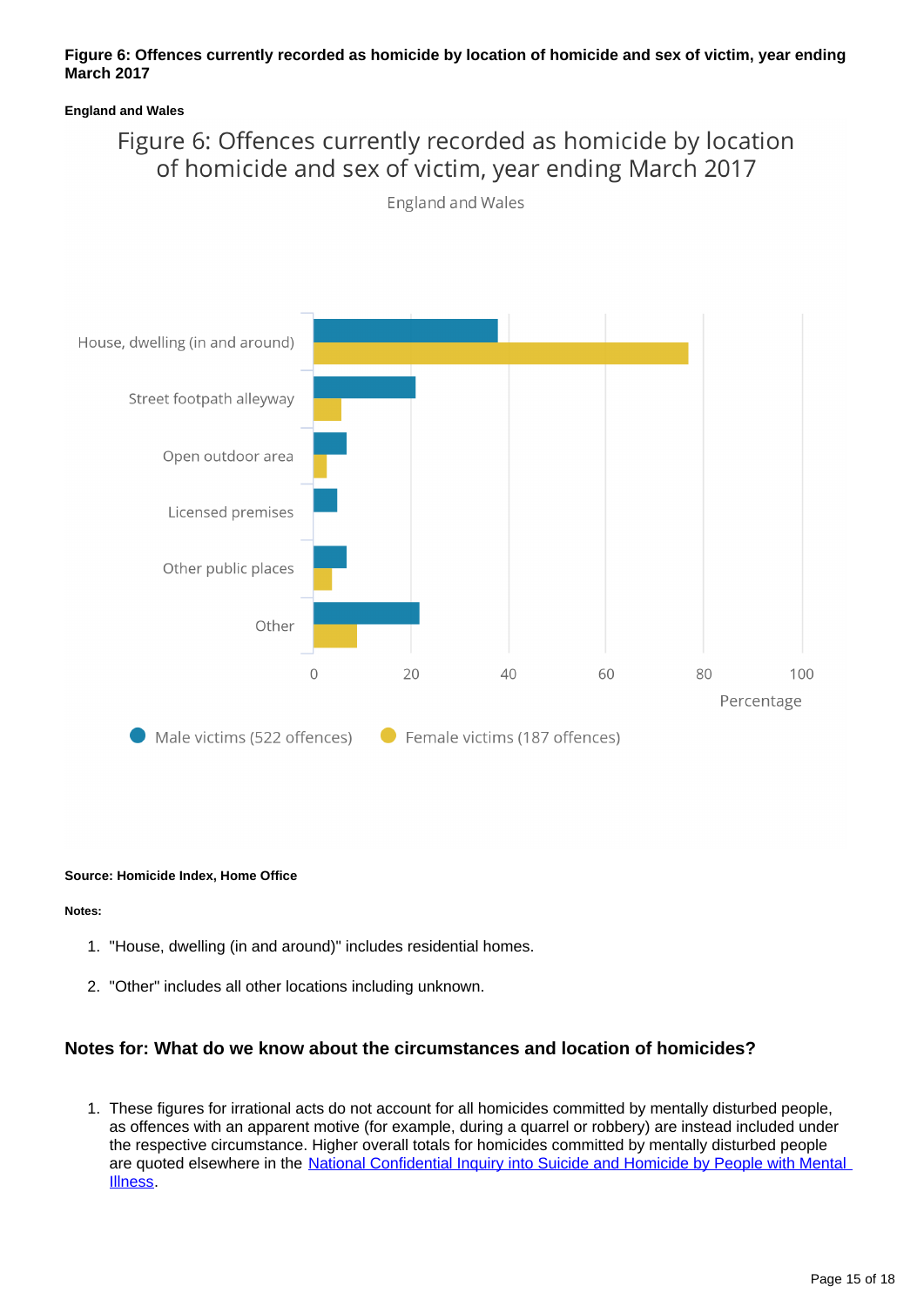**Figure 6: Offences currently recorded as homicide by location of homicide and sex of victim, year ending March 2017**

**England and Wales**

Figure 6: Offences currently recorded as homicide by location of homicide and sex of victim, year ending March 2017

England and Wales

House, dwelling (in and around)
Street footpath alleyway
Open outdoor area
Licensed premises
Other public places
Other

0 20 40 60 80 100

Percentage

Male victims (522 offences) Female victims (187 offences)

**Source: Homicide Index, Home Office**

**Notes:**

1. "House, dwelling (in and around)" includes residential homes.

2. "Other" includes all other locations including unknown.

### Notes for: What do we know about the circumstances and location of homicides?

1. These figures for irrational acts do not account for all homicides committed by mentally disturbed people, as offences with an apparent motive (for example, during a quarrel or robbery) are instead included under the respective circumstance. Higher overall totals for homicides committed by mentally disturbed people are quoted elsewhere in the National Confidential Inquiry into Suicide and Homicide by People with Mental Illness.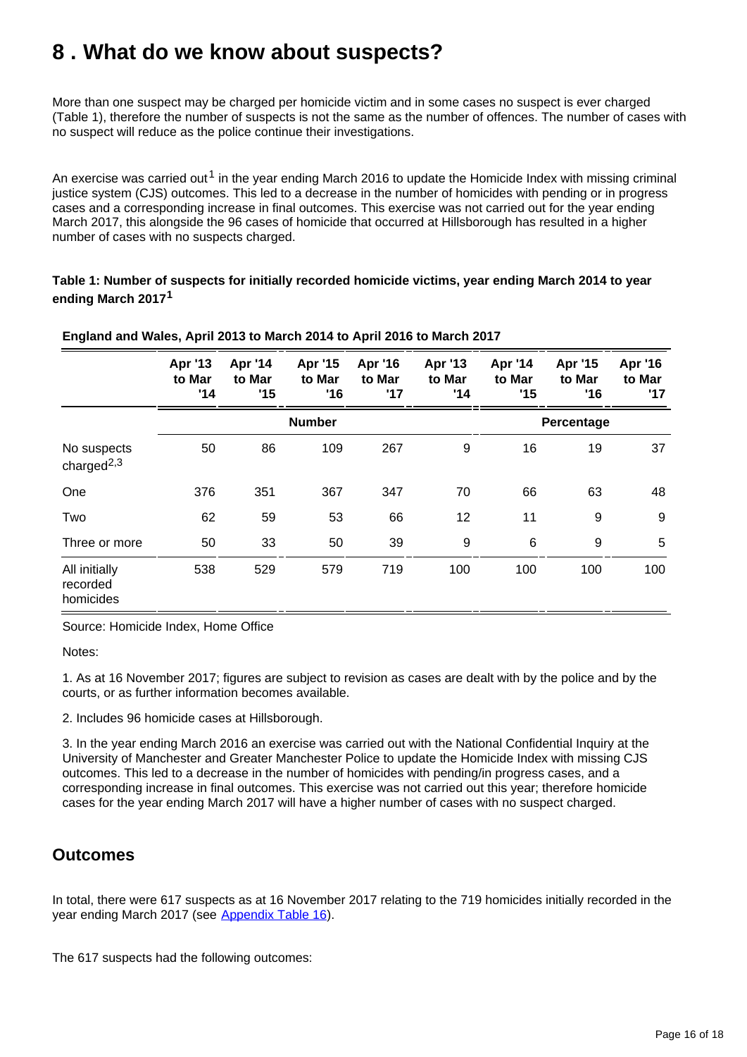## 8 . What do we know about suspects?

More than one suspect may be charged per homicide victim and in some cases no suspect is ever charged (Table 1), therefore the number of suspects is not the same as the number of offences. The number of cases with no suspect will reduce as the police continue their investigations.

An exercise was carried out[1] in the year ending March 2016 to update the Homicide Index with missing criminal justice system (CJS) outcomes. This led to a decrease in the number of homicides with pending or in progress cases and a corresponding increase in final outcomes. This exercise was not carried out for the year ending March 2017, this alongside the 96 cases of homicide that occurred at Hillsborough has resulted in a higher number of cases with no suspects charged.

**Table 1: Number of suspects for initially recorded homicide victims, year ending March 2014 to year ending March 2017[1]**

**England and Wales, April 2013 to March 2014 to April 2016 to March 2017**

| | Apr '13 to Mar '14 | Apr '14 to Mar '15 | Apr '15 to Mar '16 | Apr '16 to Mar '17 | Apr '13 to Mar '14 | Apr '14 to Mar '15 | Apr '15 to Mar '16 | Apr '16 to Mar '17 |
|---|---|---|---|---|---|---|---|---|
| | Number | | | | Percentage | | | |
| No suspects charged[2,3] | 50 | 86 | 109 | 267 | 9 | 16 | 19 | 37 |
| One | 376 | 351 | 367 | 347 | 70 | 66 | 63 | 48 |
| Two | 62 | 59 | 53 | 66 | 12 | 11 | 9 | 9 |
| Three or more | 50 | 33 | 50 | 39 | 9 | 6 | 9 | 5 |
| All initially recorded homicides | 538 | 529 | 579 | 719 | 100 | 100 | 100 | 100 |

Source: Homicide Index, Home Office

Notes:

1. As at 16 November 2017; figures are subject to revision as cases are dealt with by the police and by the courts, or as further information becomes available.

2. Includes 96 homicide cases at Hillsborough.

3. In the year ending March 2016 an exercise was carried out with the National Confidential Inquiry at the University of Manchester and Greater Manchester Police to update the Homicide Index with missing CJS outcomes. This led to a decrease in the number of homicides with pending/in progress cases, and a corresponding increase in final outcomes. This exercise was not carried out this year; therefore homicide cases for the year ending March 2017 will have a higher number of cases with no suspect charged.

## Outcomes

In total, there were 617 suspects as at 16 November 2017 relating to the 719 homicides initially recorded in the year ending March 2017 (see Appendix Table 16).

The 617 suspects had the following outcomes: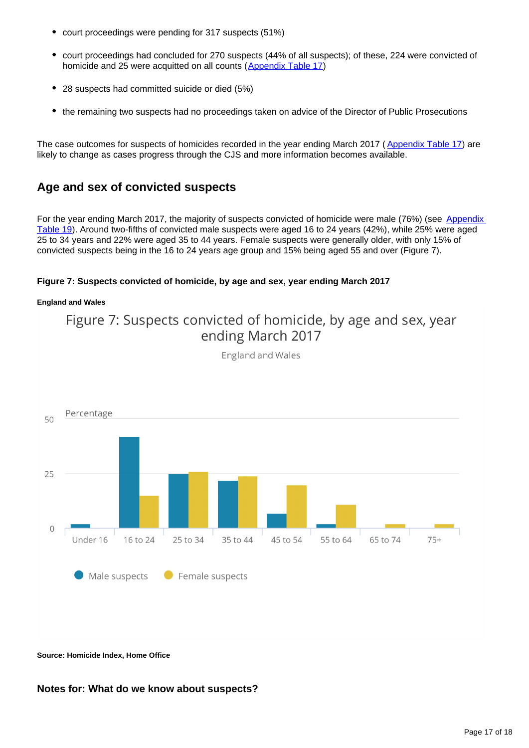- court proceedings were pending for 317 suspects (51%)
- court proceedings had concluded for 270 suspects (44% of all suspects); of these, 224 were convicted of homicide and 25 were acquitted on all counts (Appendix Table 17)
- 28 suspects had committed suicide or died (5%)
- the remaining two suspects had no proceedings taken on advice of the Director of Public Prosecutions

The case outcomes for suspects of homicides recorded in the year ending March 2017 ( Appendix Table 17) are likely to change as cases progress through the CJS and more information becomes available.

## Age and sex of convicted suspects

For the year ending March 2017, the majority of suspects convicted of homicide were male (76%) (see Appendix Table 19). Around two-fifths of convicted male suspects were aged 16 to 24 years (42%), while 25% were aged 25 to 34 years and 22% were aged 35 to 44 years. Female suspects were generally older, with only 15% of convicted suspects being in the 16 to 24 years age group and 15% being aged 55 and over (Figure 7).

#### Figure 7: Suspects convicted of homicide, by age and sex, year ending March 2017

##### England and Wales

Figure 7: Suspects convicted of homicide, by age and sex, year ending March 2017

England and Wales

Percentage

| Age | Male suspects | Female suspects |
|---|---|---|
| Under 16 | 2 | 0 |
| 16 to 24 | 42 | 15 |
| 25 to 34 | 25 | 26 |
| 35 to 44 | 22 | 24 |
| 45 to 54 | 7 | 20 |
| 55 to 64 | 2 | 11 |
| 65 to 74 | 0 | 2 |
| 75+ | 0 | 2 |

**Source: Homicide Index, Home Office**

### Notes for: What do we know about suspects?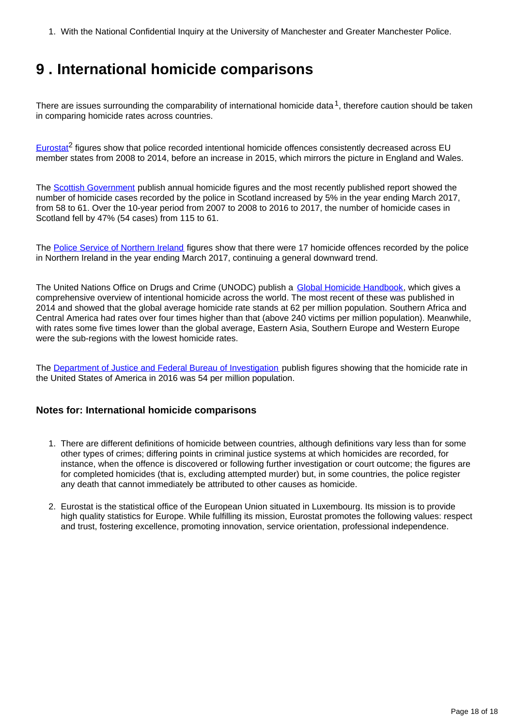1. With the National Confidential Inquiry at the University of Manchester and Greater Manchester Police.

## 9 . International homicide comparisons

There are issues surrounding the comparability of international homicide data[1], therefore caution should be taken in comparing homicide rates across countries.

Eurostat[2] figures show that police recorded intentional homicide offences consistently decreased across EU member states from 2008 to 2014, before an increase in 2015, which mirrors the picture in England and Wales.

The Scottish Government publish annual homicide figures and the most recently published report showed the number of homicide cases recorded by the police in Scotland increased by 5% in the year ending March 2017, from 58 to 61. Over the 10-year period from 2007 to 2008 to 2016 to 2017, the number of homicide cases in Scotland fell by 47% (54 cases) from 115 to 61.

The Police Service of Northern Ireland figures show that there were 17 homicide offences recorded by the police in Northern Ireland in the year ending March 2017, continuing a general downward trend.

The United Nations Office on Drugs and Crime (UNODC) publish a Global Homicide Handbook, which gives a comprehensive overview of intentional homicide across the world. The most recent of these was published in 2014 and showed that the global average homicide rate stands at 62 per million population. Southern Africa and Central America had rates over four times higher than that (above 240 victims per million population). Meanwhile, with rates some five times lower than the global average, Eastern Asia, Southern Europe and Western Europe were the sub-regions with the lowest homicide rates.

The Department of Justice and Federal Bureau of Investigation publish figures showing that the homicide rate in the United States of America in 2016 was 54 per million population.

### Notes for: International homicide comparisons

1. There are different definitions of homicide between countries, although definitions vary less than for some other types of crimes; differing points in criminal justice systems at which homicides are recorded, for instance, when the offence is discovered or following further investigation or court outcome; the figures are for completed homicides (that is, excluding attempted murder) but, in some countries, the police register any death that cannot immediately be attributed to other causes as homicide.

2. Eurostat is the statistical office of the European Union situated in Luxembourg. Its mission is to provide high quality statistics for Europe. While fulfilling its mission, Eurostat promotes the following values: respect and trust, fostering excellence, promoting innovation, service orientation, professional independence.